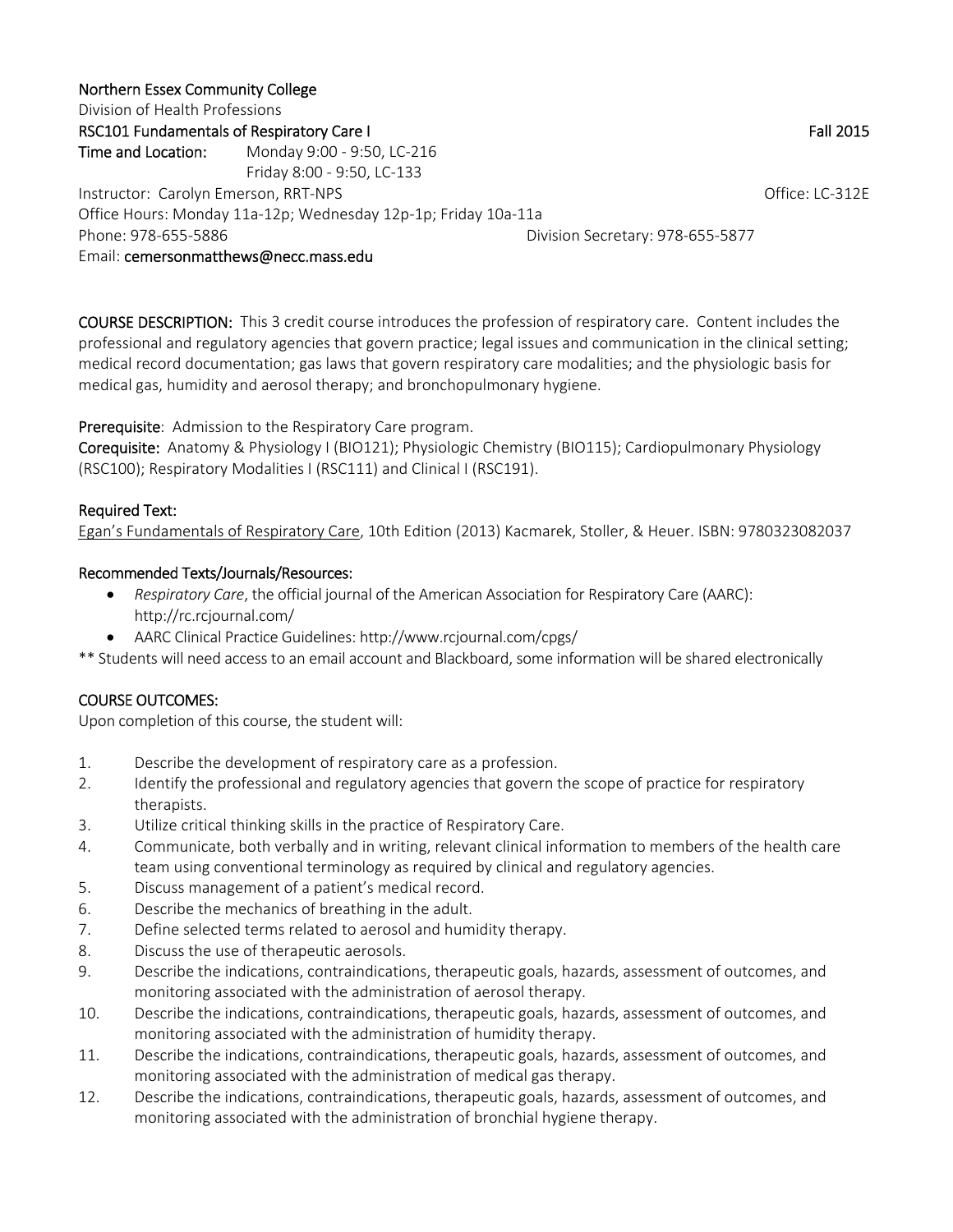**Northern Essex Community College**

Division of Health Professions

**RSC101 Fundamentals of Respiratory Care I** Fall 2015

**Time and Location:** Monday 9:00 - 9:50, LC-216
Friday 8:00 - 9:50, LC-133

Instructor: Carolyn Emerson, RRT-NPS Office: LC-312E

Office Hours: Monday 11a-12p; Wednesday 12p-1p; Friday 10a-11a

Phone: 978-655-5886 Division Secretary: 978-655-5877

Email: **cemersonmatthews@necc.mass.edu**

**COURSE DESCRIPTION:** This 3 credit course introduces the profession of respiratory care. Content includes the professional and regulatory agencies that govern practice; legal issues and communication in the clinical setting; medical record documentation; gas laws that govern respiratory care modalities; and the physiologic basis for medical gas, humidity and aerosol therapy; and bronchopulmonary hygiene.

**Prerequisite**: Admission to the Respiratory Care program.

**Corequisite:** Anatomy & Physiology I (BIO121); Physiologic Chemistry (BIO115); Cardiopulmonary Physiology (RSC100); Respiratory Modalities I (RSC111) and Clinical I (RSC191).

**Required Text:**

Egan's Fundamentals of Respiratory Care, 10th Edition (2013) Kacmarek, Stoller, & Heuer. ISBN: 9780323082037

**Recommended Texts/Journals/Resources:**

- *Respiratory Care*, the official journal of the American Association for Respiratory Care (AARC): http://rc.rcjournal.com/
- AARC Clinical Practice Guidelines: http://www.rcjournal.com/cpgs/

** Students will need access to an email account and Blackboard, some information will be shared electronically

**COURSE OUTCOMES:**

Upon completion of this course, the student will:

1. Describe the development of respiratory care as a profession.
2. Identify the professional and regulatory agencies that govern the scope of practice for respiratory therapists.
3. Utilize critical thinking skills in the practice of Respiratory Care.
4. Communicate, both verbally and in writing, relevant clinical information to members of the health care team using conventional terminology as required by clinical and regulatory agencies.
5. Discuss management of a patient's medical record.
6. Describe the mechanics of breathing in the adult.
7. Define selected terms related to aerosol and humidity therapy.
8. Discuss the use of therapeutic aerosols.
9. Describe the indications, contraindications, therapeutic goals, hazards, assessment of outcomes, and monitoring associated with the administration of aerosol therapy.
10. Describe the indications, contraindications, therapeutic goals, hazards, assessment of outcomes, and monitoring associated with the administration of humidity therapy.
11. Describe the indications, contraindications, therapeutic goals, hazards, assessment of outcomes, and monitoring associated with the administration of medical gas therapy.
12. Describe the indications, contraindications, therapeutic goals, hazards, assessment of outcomes, and monitoring associated with the administration of bronchial hygiene therapy.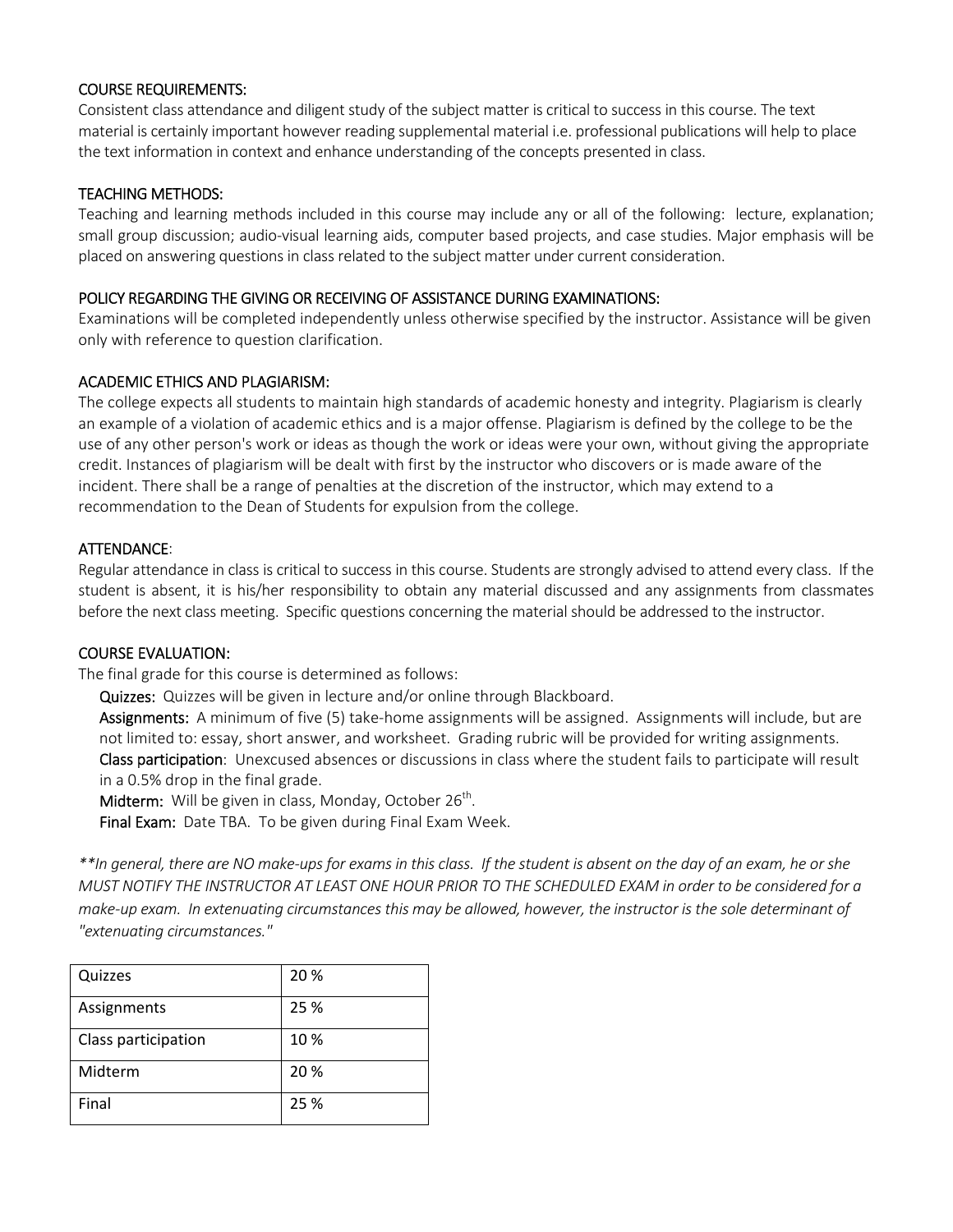## COURSE REQUIREMENTS:

Consistent class attendance and diligent study of the subject matter is critical to success in this course. The text material is certainly important however reading supplemental material i.e. professional publications will help to place the text information in context and enhance understanding of the concepts presented in class.

## TEACHING METHODS:

Teaching and learning methods included in this course may include any or all of the following: lecture, explanation; small group discussion; audio-visual learning aids, computer based projects, and case studies. Major emphasis will be placed on answering questions in class related to the subject matter under current consideration.

## POLICY REGARDING THE GIVING OR RECEIVING OF ASSISTANCE DURING EXAMINATIONS:

Examinations will be completed independently unless otherwise specified by the instructor. Assistance will be given only with reference to question clarification.

## ACADEMIC ETHICS AND PLAGIARISM:

The college expects all students to maintain high standards of academic honesty and integrity. Plagiarism is clearly an example of a violation of academic ethics and is a major offense. Plagiarism is defined by the college to be the use of any other person's work or ideas as though the work or ideas were your own, without giving the appropriate credit. Instances of plagiarism will be dealt with first by the instructor who discovers or is made aware of the incident. There shall be a range of penalties at the discretion of the instructor, which may extend to a recommendation to the Dean of Students for expulsion from the college.

## ATTENDANCE:

Regular attendance in class is critical to success in this course. Students are strongly advised to attend every class. If the student is absent, it is his/her responsibility to obtain any material discussed and any assignments from classmates before the next class meeting. Specific questions concerning the material should be addressed to the instructor.

## COURSE EVALUATION:

The final grade for this course is determined as follows:

**Quizzes:** Quizzes will be given in lecture and/or online through Blackboard.

**Assignments:** A minimum of five (5) take-home assignments will be assigned. Assignments will include, but are not limited to: essay, short answer, and worksheet. Grading rubric will be provided for writing assignments.

**Class participation**: Unexcused absences or discussions in class where the student fails to participate will result in a 0.5% drop in the final grade.

**Midterm:** Will be given in class, Monday, October 26th.

**Final Exam:** Date TBA. To be given during Final Exam Week.

*\*\*In general, there are NO make-ups for exams in this class. If the student is absent on the day of an exam, he or she MUST NOTIFY THE INSTRUCTOR AT LEAST ONE HOUR PRIOR TO THE SCHEDULED EXAM in order to be considered for a make-up exam. In extenuating circumstances this may be allowed, however, the instructor is the sole determinant of "extenuating circumstances."*

| Quizzes | 20 % |
|---|---|
| Assignments | 25 % |
| Class participation | 10 % |
| Midterm | 20 % |
| Final | 25 % |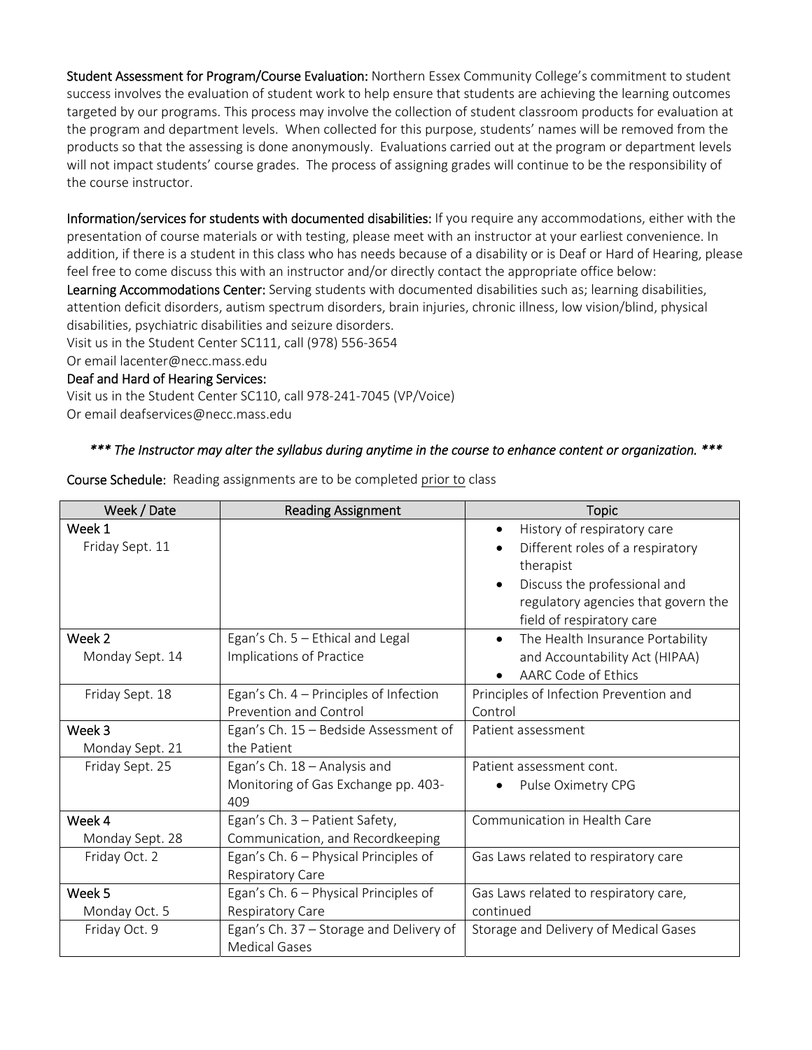**Student Assessment for Program/Course Evaluation:** Northern Essex Community College's commitment to student success involves the evaluation of student work to help ensure that students are achieving the learning outcomes targeted by our programs. This process may involve the collection of student classroom products for evaluation at the program and department levels. When collected for this purpose, students' names will be removed from the products so that the assessing is done anonymously. Evaluations carried out at the program or department levels will not impact students' course grades. The process of assigning grades will continue to be the responsibility of the course instructor.

**Information/services for students with documented disabilities:** If you require any accommodations, either with the presentation of course materials or with testing, please meet with an instructor at your earliest convenience. In addition, if there is a student in this class who has needs because of a disability or is Deaf or Hard of Hearing, please feel free to come discuss this with an instructor and/or directly contact the appropriate office below:

**Learning Accommodations Center:** Serving students with documented disabilities such as; learning disabilities, attention deficit disorders, autism spectrum disorders, brain injuries, chronic illness, low vision/blind, physical disabilities, psychiatric disabilities and seizure disorders.
Visit us in the Student Center SC111, call (978) 556-3654
Or email lacenter@necc.mass.edu

**Deaf and Hard of Hearing Services:**
Visit us in the Student Center SC110, call 978-241-7045 (VP/Voice)
Or email deafservices@necc.mass.edu

***\*\*\* The Instructor may alter the syllabus during anytime in the course to enhance content or organization. \*\*\****

**Course Schedule:** Reading assignments are to be completed <u>prior to</u> class

| Week / Date | Reading Assignment | Topic |
|---|---|---|
| Week 1<br>Friday Sept. 11 | | • History of respiratory care<br>• Different roles of a respiratory therapist<br>• Discuss the professional and regulatory agencies that govern the field of respiratory care |
| Week 2<br>Monday Sept. 14 | Egan's Ch. 5 – Ethical and Legal Implications of Practice | • The Health Insurance Portability and Accountability Act (HIPAA)<br>• AARC Code of Ethics |
| Friday Sept. 18 | Egan's Ch. 4 – Principles of Infection Prevention and Control | Principles of Infection Prevention and Control |
| Week 3<br>Monday Sept. 21 | Egan's Ch. 15 – Bedside Assessment of the Patient | Patient assessment |
| Friday Sept. 25 | Egan's Ch. 18 – Analysis and Monitoring of Gas Exchange pp. 403-409 | Patient assessment cont.<br>• Pulse Oximetry CPG |
| Week 4<br>Monday Sept. 28 | Egan's Ch. 3 – Patient Safety, Communication, and Recordkeeping | Communication in Health Care |
| Friday Oct. 2 | Egan's Ch. 6 – Physical Principles of Respiratory Care | Gas Laws related to respiratory care |
| Week 5<br>Monday Oct. 5 | Egan's Ch. 6 – Physical Principles of Respiratory Care | Gas Laws related to respiratory care, continued |
| Friday Oct. 9 | Egan's Ch. 37 – Storage and Delivery of Medical Gases | Storage and Delivery of Medical Gases |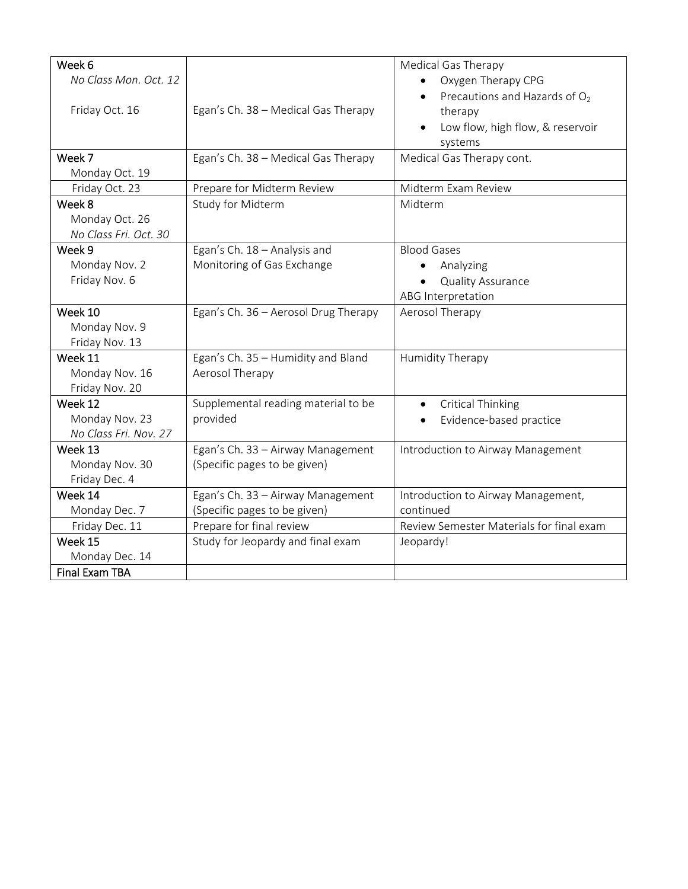| | | |
|---|---|---|
| Week 6<br>*No Class Mon. Oct. 12*<br><br>Friday Oct. 16 | Egan's Ch. 38 – Medical Gas Therapy | Medical Gas Therapy<br>• Oxygen Therapy CPG<br>• Precautions and Hazards of $O_2$ therapy<br>• Low flow, high flow, & reservoir systems |
| Week 7<br>Monday Oct. 19 | Egan's Ch. 38 – Medical Gas Therapy | Medical Gas Therapy cont. |
| Friday Oct. 23 | Prepare for Midterm Review | Midterm Exam Review |
| Week 8<br>Monday Oct. 26<br>*No Class Fri. Oct. 30* | Study for Midterm | Midterm |
| Week 9<br>Monday Nov. 2<br>Friday Nov. 6 | Egan's Ch. 18 – Analysis and Monitoring of Gas Exchange | Blood Gases<br>• Analyzing<br>• Quality Assurance<br>ABG Interpretation |
| Week 10<br>Monday Nov. 9<br>Friday Nov. 13 | Egan's Ch. 36 – Aerosol Drug Therapy | Aerosol Therapy |
| Week 11<br>Monday Nov. 16<br>Friday Nov. 20 | Egan's Ch. 35 – Humidity and Bland Aerosol Therapy | Humidity Therapy |
| Week 12<br>Monday Nov. 23<br>*No Class Fri. Nov. 27* | Supplemental reading material to be provided | • Critical Thinking<br>• Evidence-based practice |
| Week 13<br>Monday Nov. 30<br>Friday Dec. 4 | Egan's Ch. 33 – Airway Management (Specific pages to be given) | Introduction to Airway Management |
| Week 14<br>Monday Dec. 7 | Egan's Ch. 33 – Airway Management (Specific pages to be given) | Introduction to Airway Management, continued |
| Friday Dec. 11 | Prepare for final review | Review Semester Materials for final exam |
| Week 15<br>Monday Dec. 14 | Study for Jeopardy and final exam | Jeopardy! |
| Final Exam TBA | | |